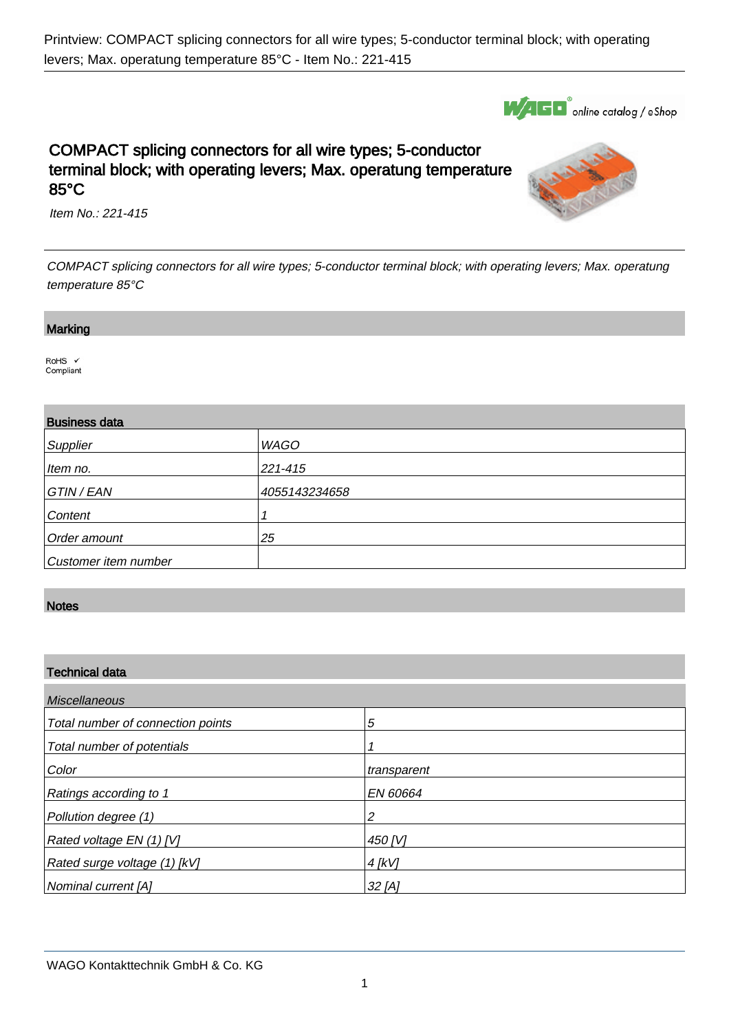Printview: COMPACT splicing connectors for all wire types; 5-conductor terminal block; with operating levers; Max. operatung temperature 85°C - Item No.: 221-415

# COMPACT splicing connectors for all wire types; 5-conductor terminal block; with operating levers; Max. operatung temperature 85°C

*Item No.: 221-415*

*COMPACT splicing connectors for all wire types; 5-conductor terminal block; with operating levers; Max. operatung temperature 85°C*

## Marking

RoHS ✓
Compliant

## Business data

| | |
|---|---|
| *Supplier* | *WAGO* |
| *Item no.* | *221-415* |
| *GTIN / EAN* | *4055143234658* |
| *Content* | *1* |
| *Order amount* | *25* |
| *Customer item number* | |

## Notes

## Technical data

| *Miscellaneous* | |
|---|---|
| *Total number of connection points* | *5* |
| *Total number of potentials* | *1* |
| *Color* | *transparent* |
| *Ratings according to 1* | *EN 60664* |
| *Pollution degree (1)* | *2* |
| *Rated voltage EN (1) [V]* | *450 [V]* |
| *Rated surge voltage (1) [kV]* | *4 [kV]* |
| *Nominal current [A]* | *32 [A]* |

WAGO Kontakttechnik GmbH & Co. KG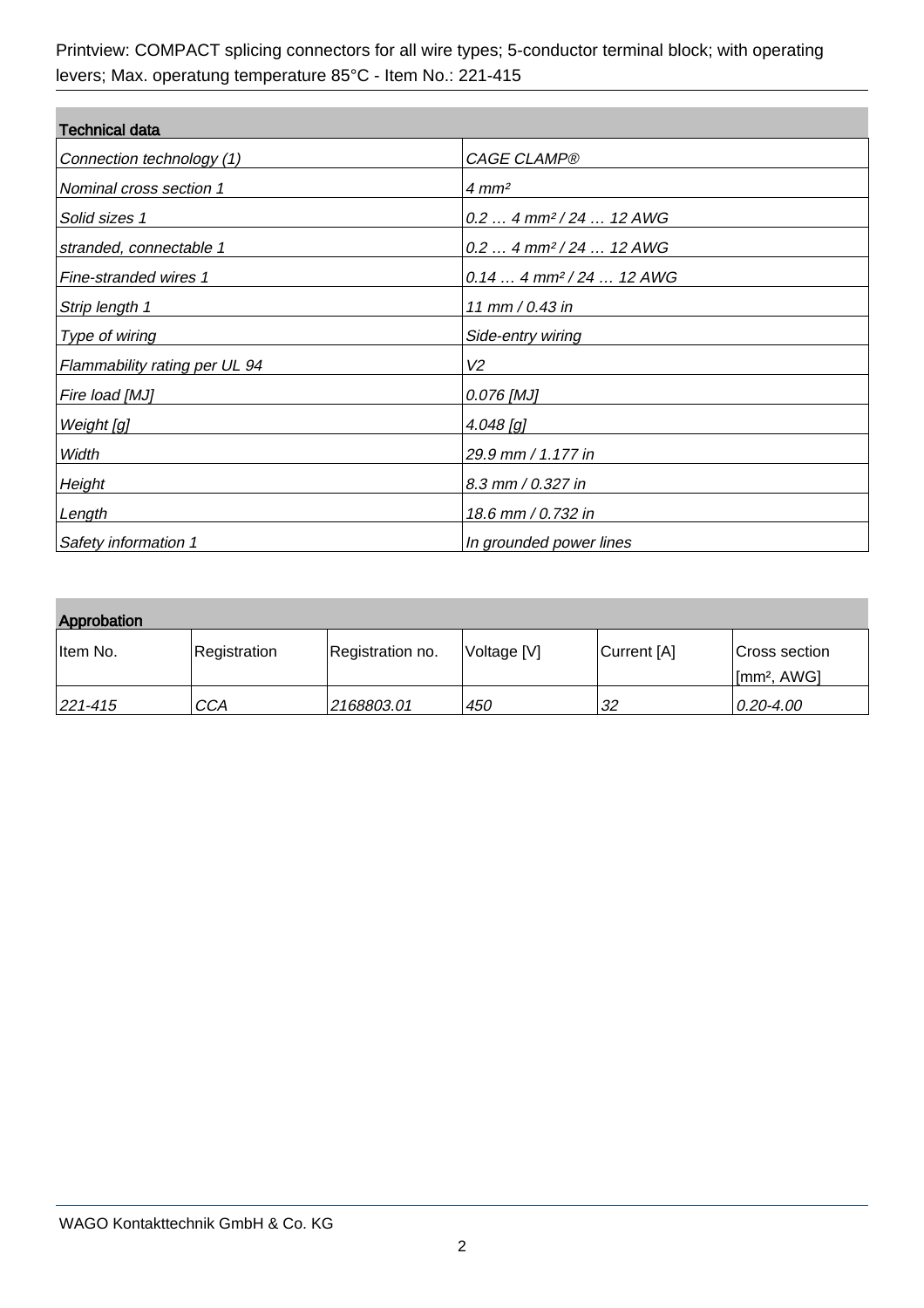| Technical data | |
| --- | --- |
| *Connection technology (1)* | *CAGE CLAMP®* |
| *Nominal cross section 1* | *4 mm²* |
| *Solid sizes 1* | *0.2 … 4 mm² / 24 … 12 AWG* |
| *stranded, connectable 1* | *0.2 … 4 mm² / 24 … 12 AWG* |
| *Fine-stranded wires 1* | *0.14 … 4 mm² / 24 … 12 AWG* |
| *Strip length 1* | *11 mm / 0.43 in* |
| *Type of wiring* | *Side-entry wiring* |
| *Flammability rating per UL 94* | *V2* |
| *Fire load [MJ]* | *0.076 [MJ]* |
| *Weight [g]* | *4.048 [g]* |
| *Width* | *29.9 mm / 1.177 in* |
| *Height* | *8.3 mm / 0.327 in* |
| *Length* | *18.6 mm / 0.732 in* |
| *Safety information 1* | *In grounded power lines* |

**Approbation**

| Item No. | Registration | Registration no. | Voltage [V] | Current [A] | Cross section [mm², AWG] |
| --- | --- | --- | --- | --- | --- |
| *221-415* | *CCA* | *2168803.01* | *450* | *32* | *0.20-4.00* |

WAGO Kontakttechnik GmbH & Co. KG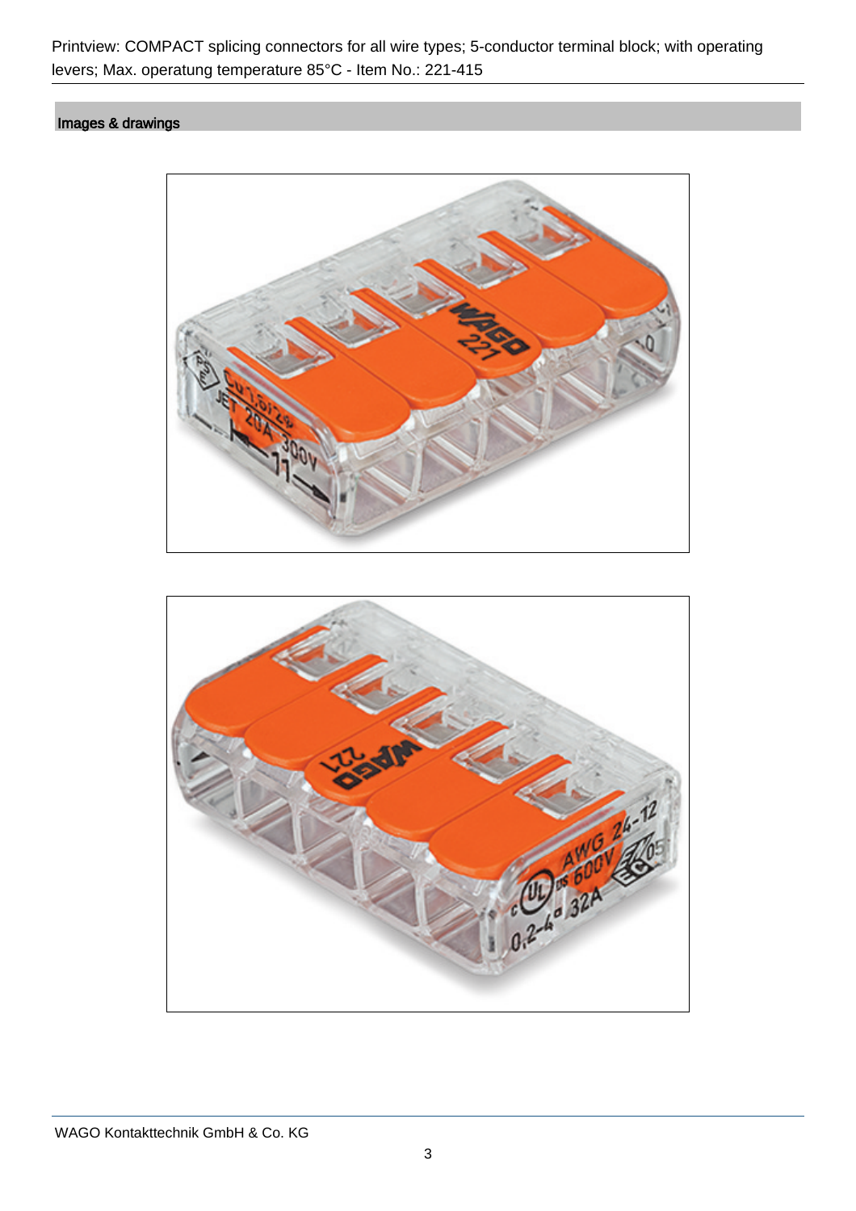## Images & drawings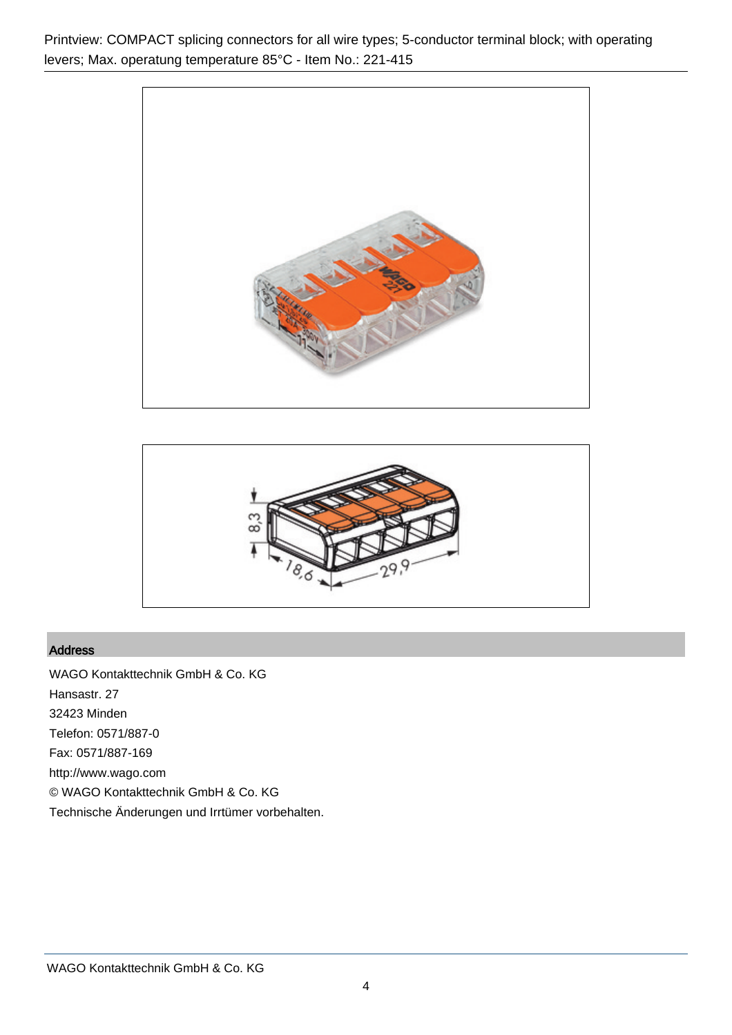## Address

WAGO Kontakttechnik GmbH & Co. KG

Hansastr. 27

32423 Minden

Telefon: 0571/887-0

Fax: 0571/887-169

http://www.wago.com

© WAGO Kontakttechnik GmbH & Co. KG

Technische Änderungen und Irrtümer vorbehalten.